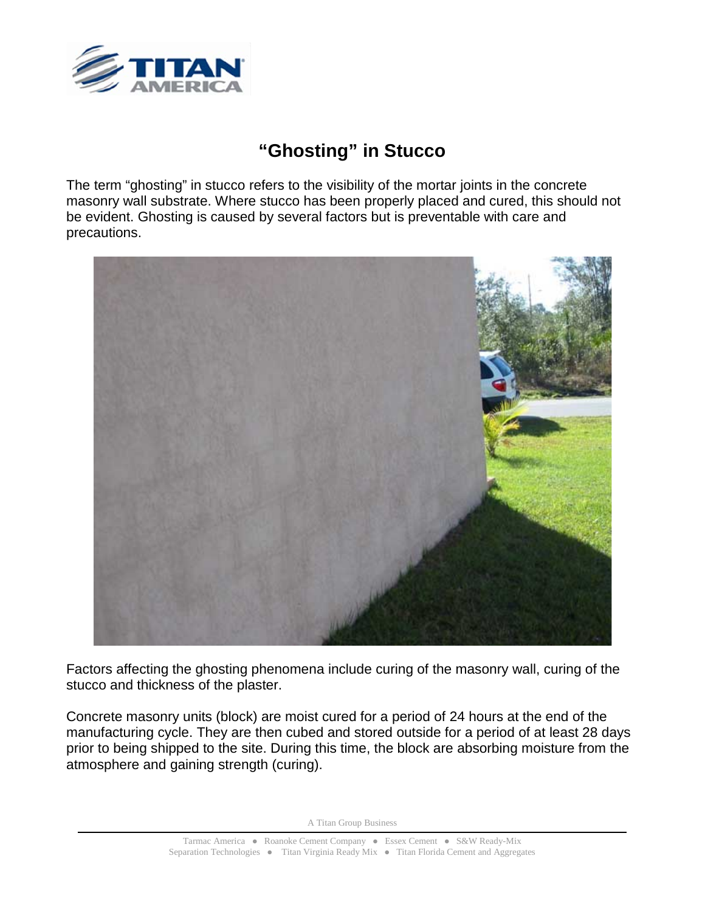# "Ghosting" in Stucco

The term "ghosting" in stucco refers to the visibility of the mortar joints in the concrete masonry wall substrate. Where stucco has been properly placed and cured, this should not be evident. Ghosting is caused by several factors but is preventable with care and precautions.

Factors affecting the ghosting phenomena include curing of the masonry wall, curing of the stucco and thickness of the plaster.

Concrete masonry units (block) are moist cured for a period of 24 hours at the end of the manufacturing cycle. They are then cubed and stored outside for a period of at least 28 days prior to being shipped to the site. During this time, the block are absorbing moisture from the atmosphere and gaining strength (curing).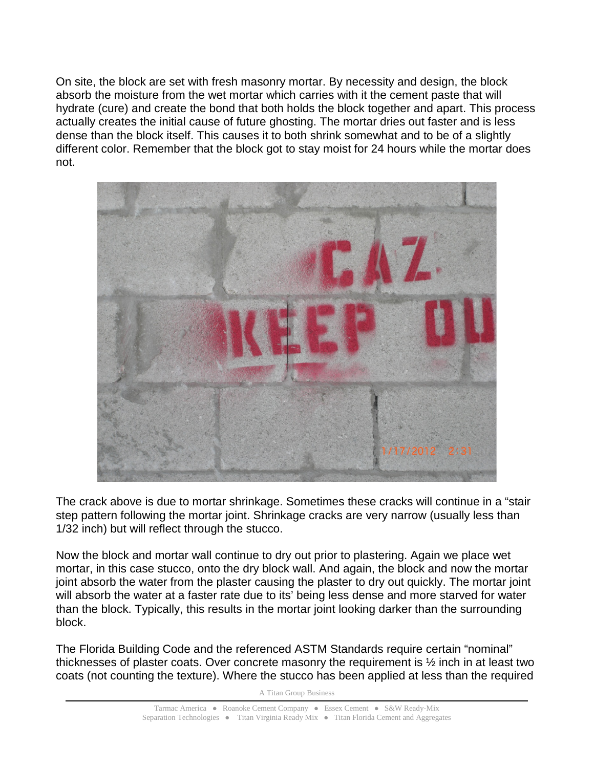On site, the block are set with fresh masonry mortar. By necessity and design, the block absorb the moisture from the wet mortar which carries with it the cement paste that will hydrate (cure) and create the bond that both holds the block together and apart. This process actually creates the initial cause of future ghosting. The mortar dries out faster and is less dense than the block itself. This causes it to both shrink somewhat and to be of a slightly different color. Remember that the block got to stay moist for 24 hours while the mortar does not.

The crack above is due to mortar shrinkage. Sometimes these cracks will continue in a "stair step pattern following the mortar joint. Shrinkage cracks are very narrow (usually less than 1/32 inch) but will reflect through the stucco.

Now the block and mortar wall continue to dry out prior to plastering. Again we place wet mortar, in this case stucco, onto the dry block wall. And again, the block and now the mortar joint absorb the water from the plaster causing the plaster to dry out quickly. The mortar joint will absorb the water at a faster rate due to its' being less dense and more starved for water than the block. Typically, this results in the mortar joint looking darker than the surrounding block.

The Florida Building Code and the referenced ASTM Standards require certain "nominal" thicknesses of plaster coats. Over concrete masonry the requirement is ½ inch in at least two coats (not counting the texture). Where the stucco has been applied at less than the required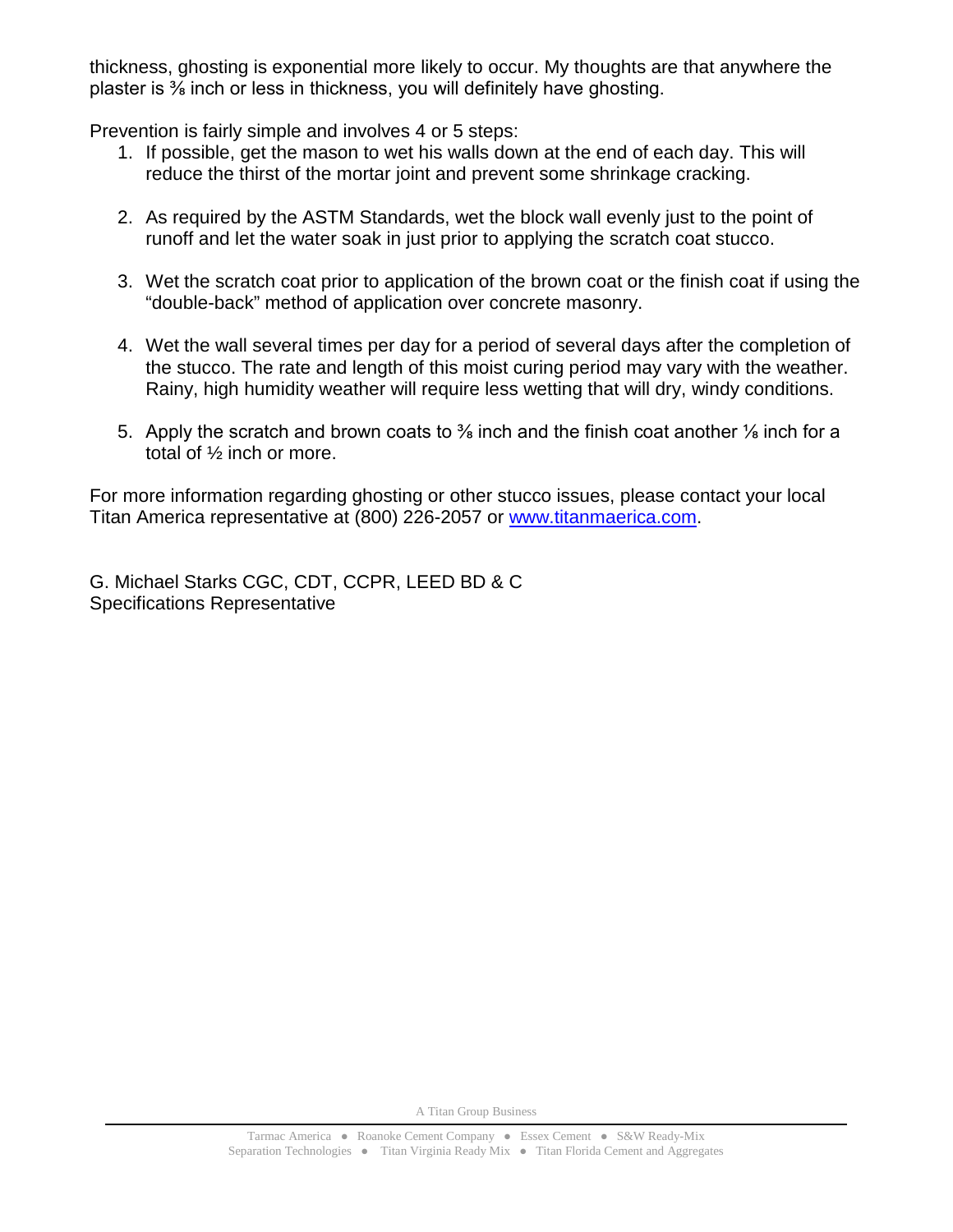thickness, ghosting is exponential more likely to occur. My thoughts are that anywhere the plaster is ⅜ inch or less in thickness, you will definitely have ghosting.

Prevention is fairly simple and involves 4 or 5 steps:

1. If possible, get the mason to wet his walls down at the end of each day. This will reduce the thirst of the mortar joint and prevent some shrinkage cracking.

2. As required by the ASTM Standards, wet the block wall evenly just to the point of runoff and let the water soak in just prior to applying the scratch coat stucco.

3. Wet the scratch coat prior to application of the brown coat or the finish coat if using the "double-back" method of application over concrete masonry.

4. Wet the wall several times per day for a period of several days after the completion of the stucco. The rate and length of this moist curing period may vary with the weather. Rainy, high humidity weather will require less wetting that will dry, windy conditions.

5. Apply the scratch and brown coats to ⅜ inch and the finish coat another ⅛ inch for a total of ½ inch or more.

For more information regarding ghosting or other stucco issues, please contact your local Titan America representative at (800) 226-2057 or [www.titanmaerica.com](http://www.titanmaerica.com).

G. Michael Starks CGC, CDT, CCPR, LEED BD & C
Specifications Representative